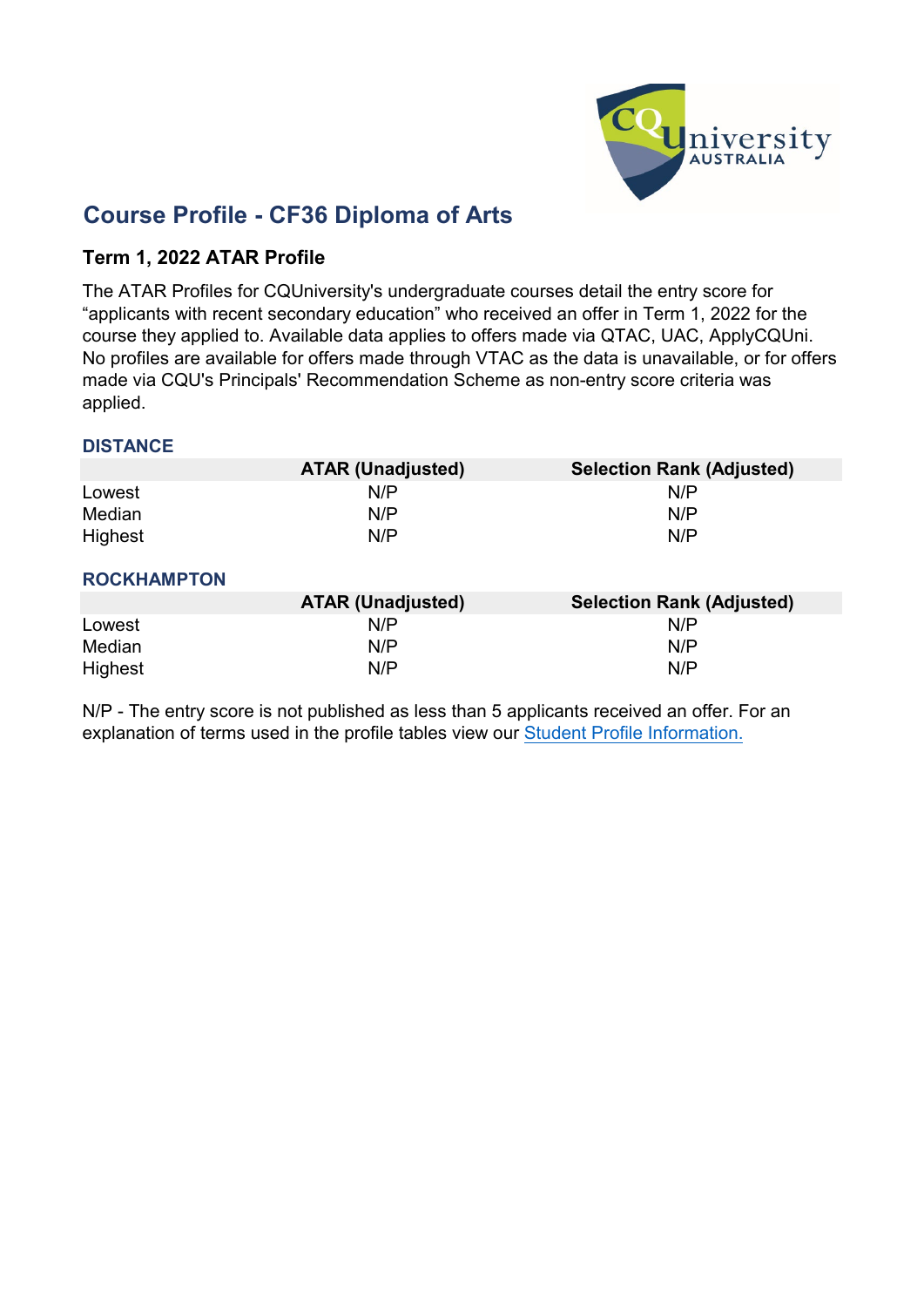# Course Profile - CF36 Diploma of Arts

## Term 1, 2022 ATAR Profile

The ATAR Profiles for CQUniversity's undergraduate courses detail the entry score for "applicants with recent secondary education" who received an offer in Term 1, 2022 for the course they applied to. Available data applies to offers made via QTAC, UAC, ApplyCQUni. No profiles are available for offers made through VTAC as the data is unavailable, or for offers made via CQU's Principals' Recommendation Scheme as non-entry score criteria was applied.

### DISTANCE

| | ATAR (Unadjusted) | Selection Rank (Adjusted) |
|---|---|---|
| Lowest | N/P | N/P |
| Median | N/P | N/P |
| Highest | N/P | N/P |

### ROCKHAMPTON

| | ATAR (Unadjusted) | Selection Rank (Adjusted) |
|---|---|---|
| Lowest | N/P | N/P |
| Median | N/P | N/P |
| Highest | N/P | N/P |

N/P - The entry score is not published as less than 5 applicants received an offer. For an explanation of terms used in the profile tables view our Student Profile Information.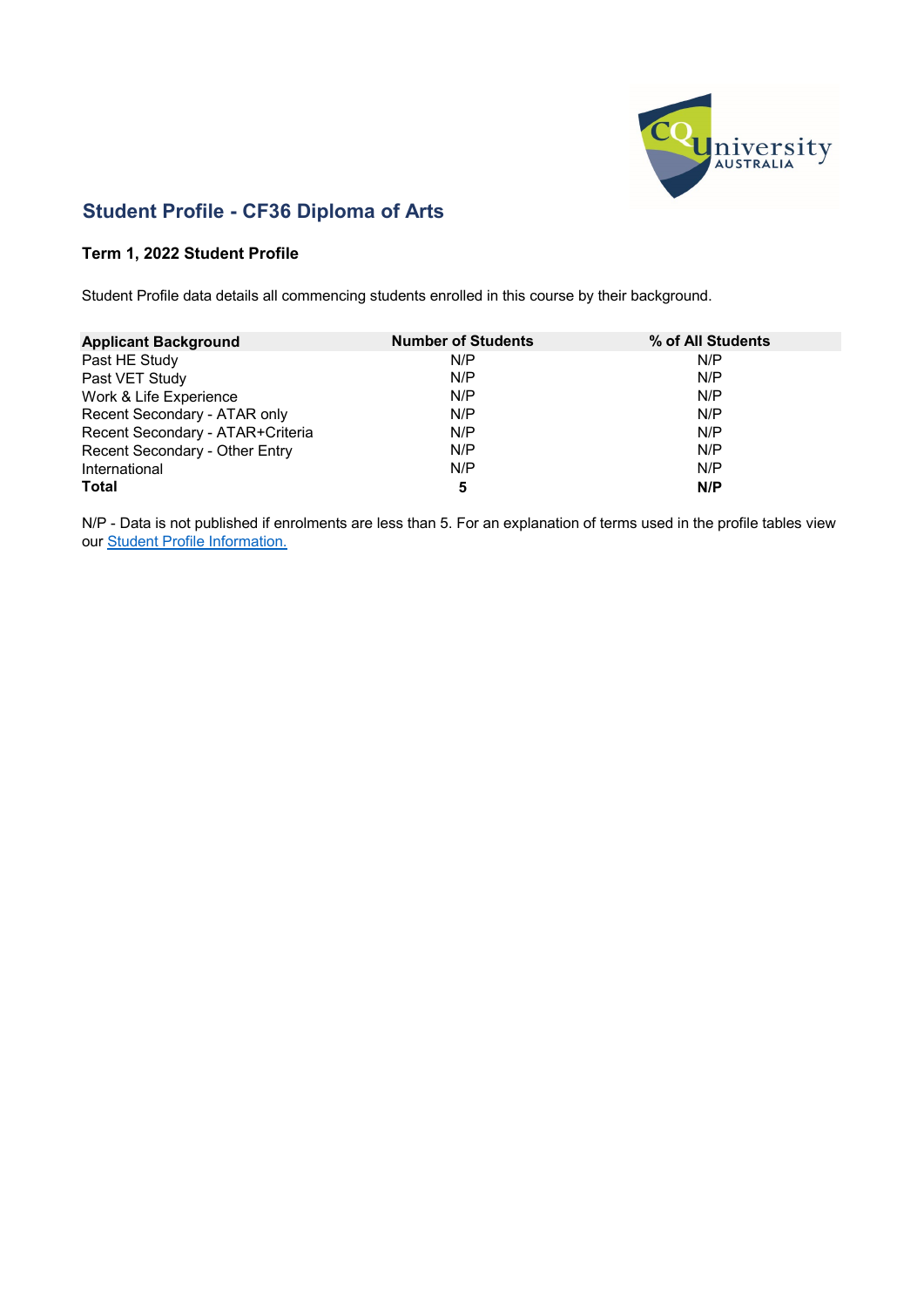## Student Profile - CF36 Diploma of Arts

### Term 1, 2022 Student Profile

Student Profile data details all commencing students enrolled in this course by their background.

| Applicant Background | Number of Students | % of All Students |
|---|---|---|
| Past HE Study | N/P | N/P |
| Past VET Study | N/P | N/P |
| Work & Life Experience | N/P | N/P |
| Recent Secondary - ATAR only | N/P | N/P |
| Recent Secondary - ATAR+Criteria | N/P | N/P |
| Recent Secondary - Other Entry | N/P | N/P |
| International | N/P | N/P |
| **Total** | **5** | **N/P** |

N/P - Data is not published if enrolments are less than 5. For an explanation of terms used in the profile tables view our Student Profile Information.